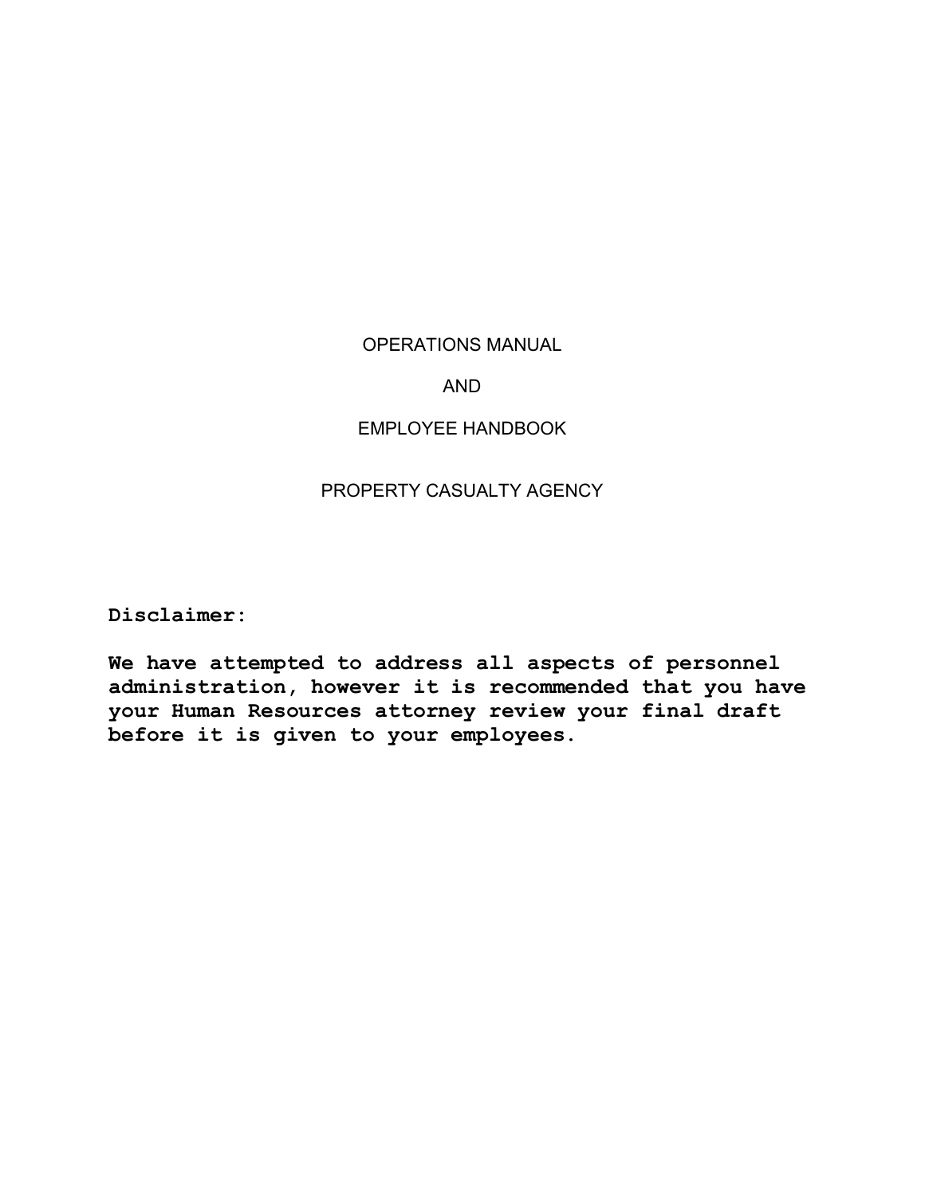# OPERATIONS MANUAL

# AND

# EMPLOYEE HANDBOOK

## PROPERTY CASUALTY AGENCY

**Disclaimer:**

**We have attempted to address all aspects of personnel administration, however it is recommended that you have your Human Resources attorney review your final draft before it is given to your employees.**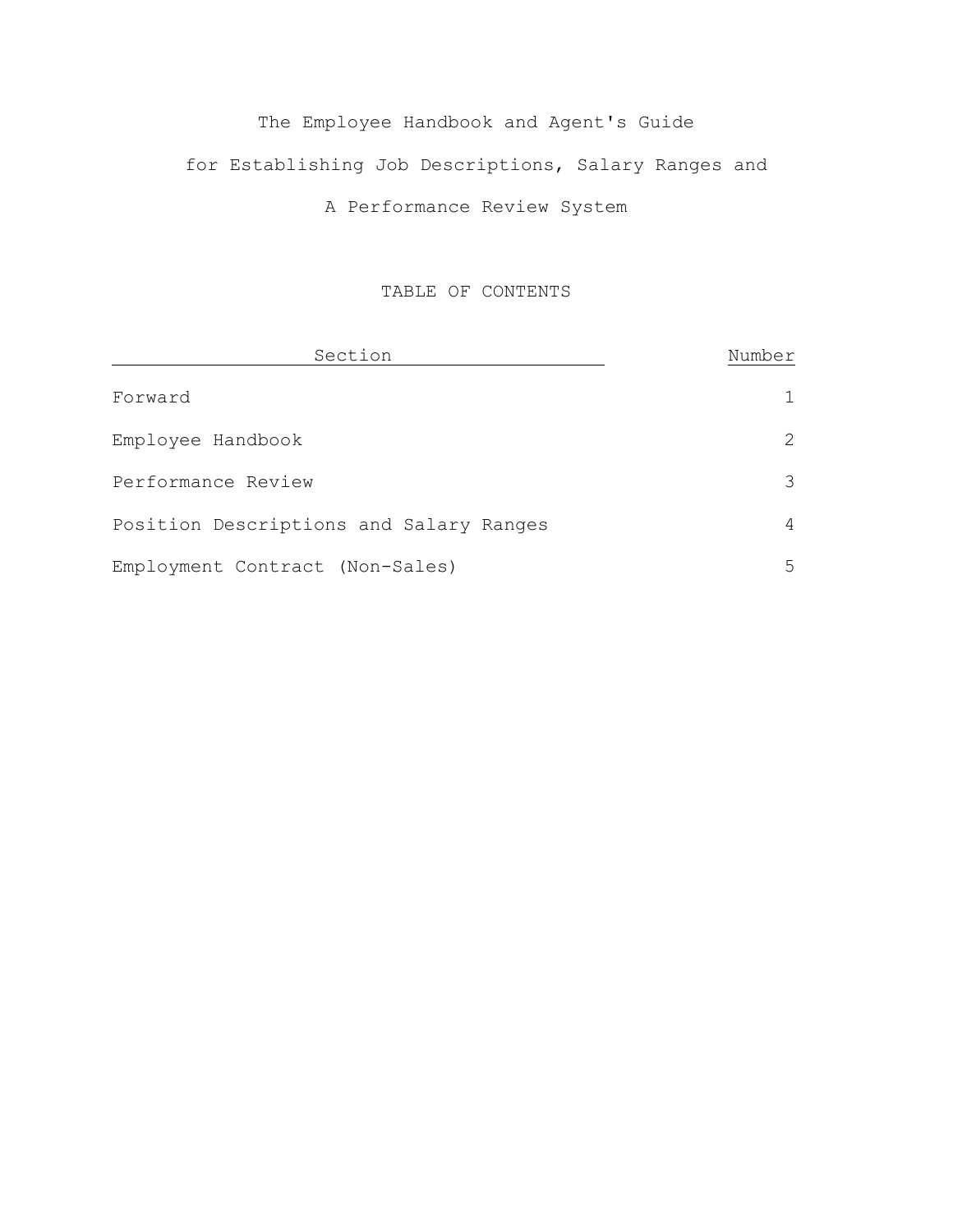# The Employee Handbook and Agent's Guide

# for Establishing Job Descriptions, Salary Ranges and

# A Performance Review System

## TABLE OF CONTENTS

| Section | Number |
| --- | --- |
| Forward | 1 |
| Employee Handbook | 2 |
| Performance Review | 3 |
| Position Descriptions and Salary Ranges | 4 |
| Employment Contract (Non-Sales) | 5 |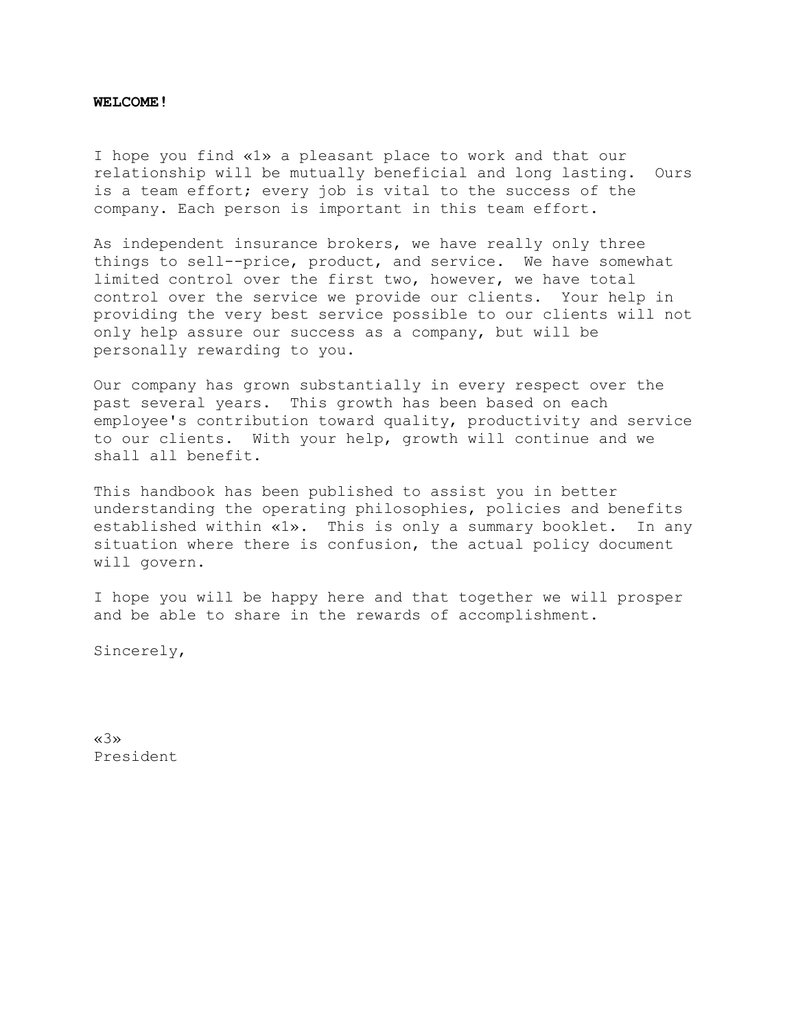**WELCOME!**

I hope you find «1» a pleasant place to work and that our relationship will be mutually beneficial and long lasting. Ours is a team effort; every job is vital to the success of the company. Each person is important in this team effort.

As independent insurance brokers, we have really only three things to sell--price, product, and service. We have somewhat limited control over the first two, however, we have total control over the service we provide our clients. Your help in providing the very best service possible to our clients will not only help assure our success as a company, but will be personally rewarding to you.

Our company has grown substantially in every respect over the past several years. This growth has been based on each employee's contribution toward quality, productivity and service to our clients. With your help, growth will continue and we shall all benefit.

This handbook has been published to assist you in better understanding the operating philosophies, policies and benefits established within «1». This is only a summary booklet. In any situation where there is confusion, the actual policy document will govern.

I hope you will be happy here and that together we will prosper and be able to share in the rewards of accomplishment.

Sincerely,

«3»
President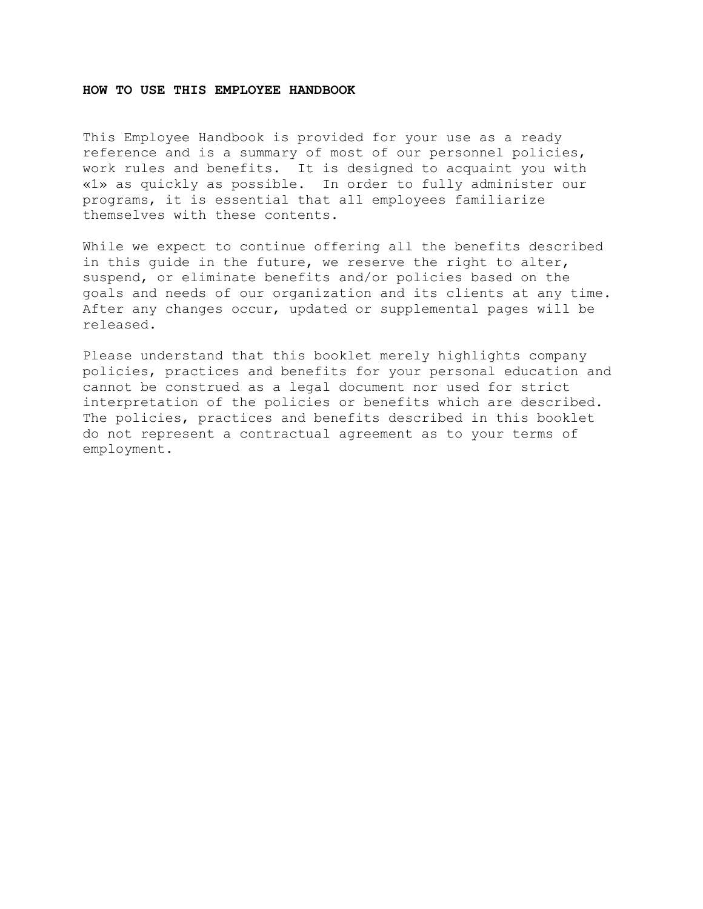## HOW TO USE THIS EMPLOYEE HANDBOOK

This Employee Handbook is provided for your use as a ready reference and is a summary of most of our personnel policies, work rules and benefits. It is designed to acquaint you with «1» as quickly as possible. In order to fully administer our programs, it is essential that all employees familiarize themselves with these contents.

While we expect to continue offering all the benefits described in this guide in the future, we reserve the right to alter, suspend, or eliminate benefits and/or policies based on the goals and needs of our organization and its clients at any time. After any changes occur, updated or supplemental pages will be released.

Please understand that this booklet merely highlights company policies, practices and benefits for your personal education and cannot be construed as a legal document nor used for strict interpretation of the policies or benefits which are described. The policies, practices and benefits described in this booklet do not represent a contractual agreement as to your terms of employment.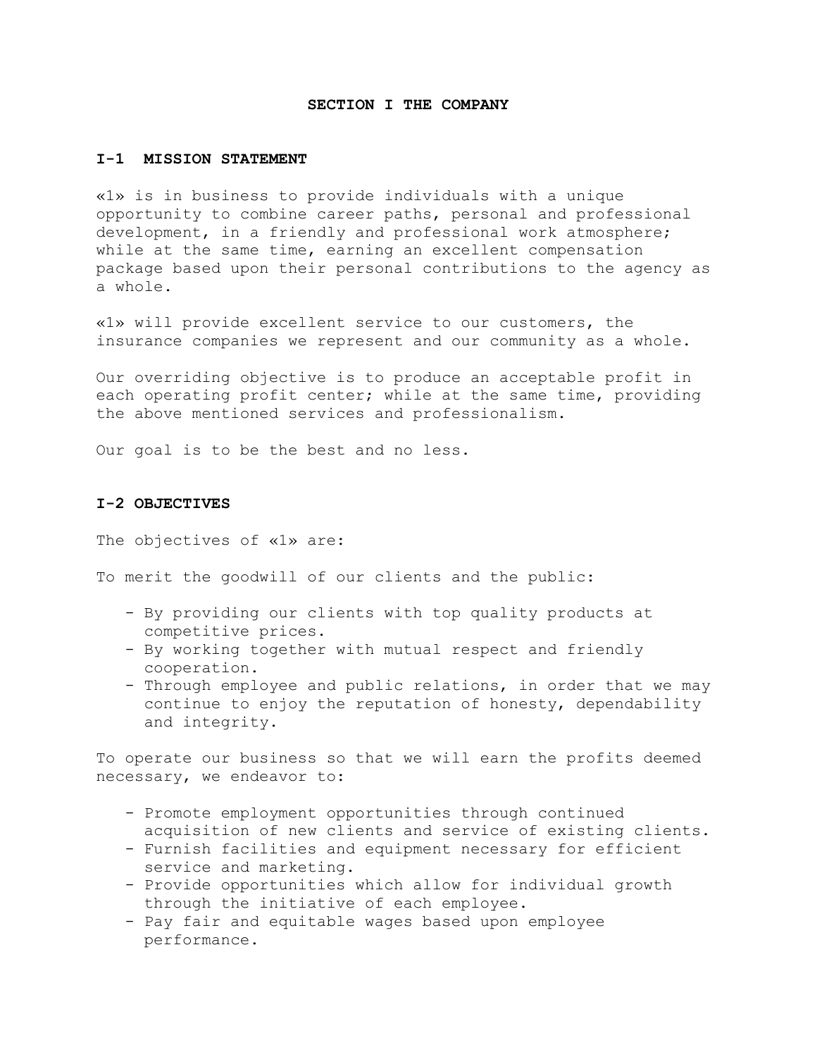# SECTION I THE COMPANY

## I-1 MISSION STATEMENT

«1» is in business to provide individuals with a unique opportunity to combine career paths, personal and professional development, in a friendly and professional work atmosphere; while at the same time, earning an excellent compensation package based upon their personal contributions to the agency as a whole.

«1» will provide excellent service to our customers, the insurance companies we represent and our community as a whole.

Our overriding objective is to produce an acceptable profit in each operating profit center; while at the same time, providing the above mentioned services and professionalism.

Our goal is to be the best and no less.

## I-2 OBJECTIVES

The objectives of «1» are:

To merit the goodwill of our clients and the public:

- By providing our clients with top quality products at competitive prices.
- By working together with mutual respect and friendly cooperation.
- Through employee and public relations, in order that we may continue to enjoy the reputation of honesty, dependability and integrity.

To operate our business so that we will earn the profits deemed necessary, we endeavor to:

- Promote employment opportunities through continued acquisition of new clients and service of existing clients.
- Furnish facilities and equipment necessary for efficient service and marketing.
- Provide opportunities which allow for individual growth through the initiative of each employee.
- Pay fair and equitable wages based upon employee performance.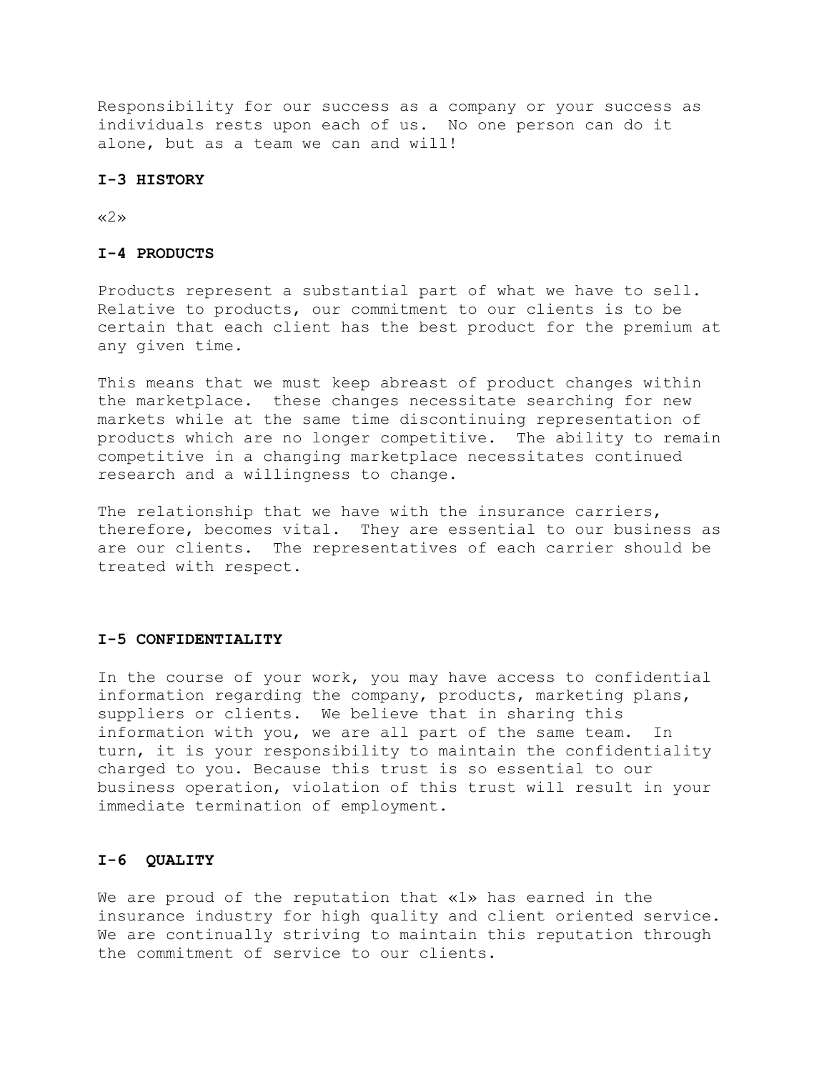Responsibility for our success as a company or your success as individuals rests upon each of us. No one person can do it alone, but as a team we can and will!

**I-3 HISTORY**

«2»

**I-4 PRODUCTS**

Products represent a substantial part of what we have to sell. Relative to products, our commitment to our clients is to be certain that each client has the best product for the premium at any given time.

This means that we must keep abreast of product changes within the marketplace. these changes necessitate searching for new markets while at the same time discontinuing representation of products which are no longer competitive. The ability to remain competitive in a changing marketplace necessitates continued research and a willingness to change.

The relationship that we have with the insurance carriers, therefore, becomes vital. They are essential to our business as are our clients. The representatives of each carrier should be treated with respect.

**I-5 CONFIDENTIALITY**

In the course of your work, you may have access to confidential information regarding the company, products, marketing plans, suppliers or clients. We believe that in sharing this information with you, we are all part of the same team. In turn, it is your responsibility to maintain the confidentiality charged to you. Because this trust is so essential to our business operation, violation of this trust will result in your immediate termination of employment.

**I-6 QUALITY**

We are proud of the reputation that «1» has earned in the insurance industry for high quality and client oriented service. We are continually striving to maintain this reputation through the commitment of service to our clients.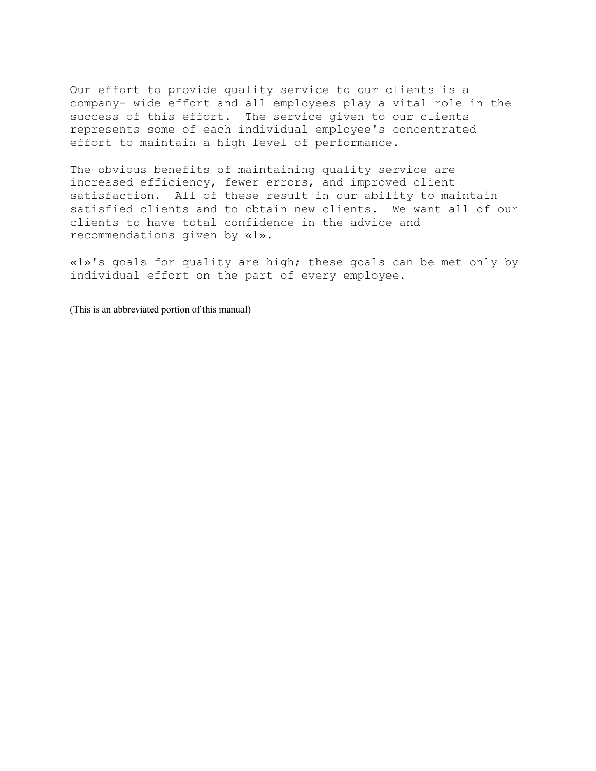Our effort to provide quality service to our clients is a company- wide effort and all employees play a vital role in the success of this effort. The service given to our clients represents some of each individual employee's concentrated effort to maintain a high level of performance.

The obvious benefits of maintaining quality service are increased efficiency, fewer errors, and improved client satisfaction. All of these result in our ability to maintain satisfied clients and to obtain new clients. We want all of our clients to have total confidence in the advice and recommendations given by «1».

«1»'s goals for quality are high; these goals can be met only by individual effort on the part of every employee.

(This is an abbreviated portion of this manual)